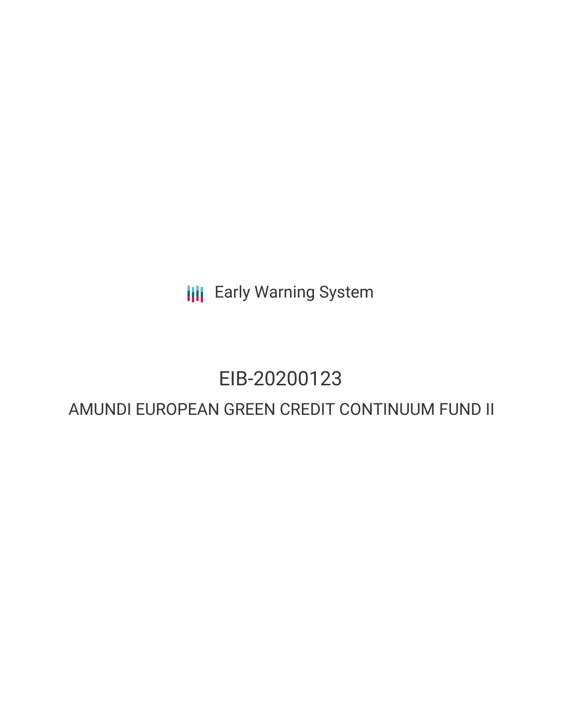Early Warning System

# EIB-20200123

## AMUNDI EUROPEAN GREEN CREDIT CONTINUUM FUND II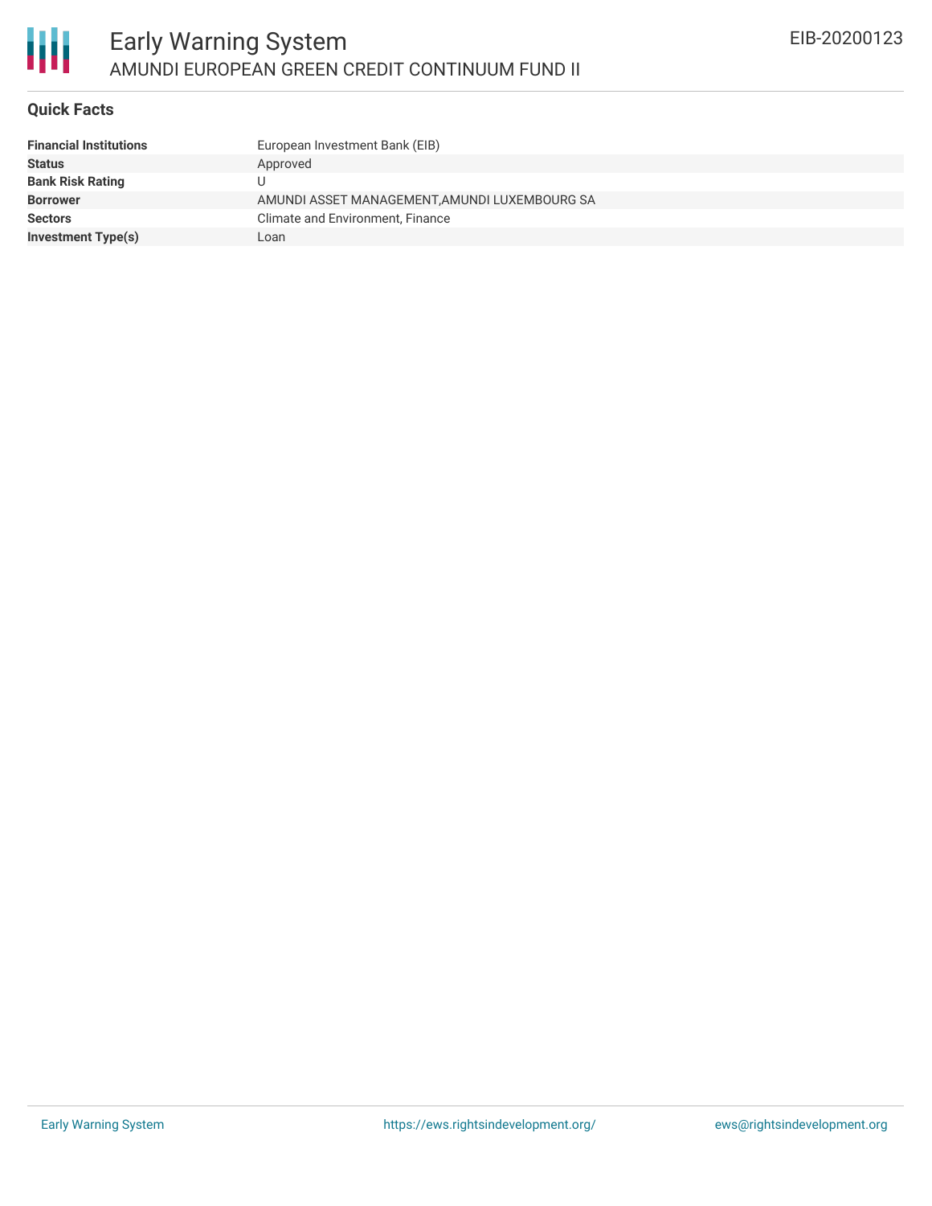## Quick Facts

| | |
|---|---|
| **Financial Institutions** | European Investment Bank (EIB) |
| **Status** | Approved |
| **Bank Risk Rating** | U |
| **Borrower** | AMUNDI ASSET MANAGEMENT,AMUNDI LUXEMBOURG SA |
| **Sectors** | Climate and Environment, Finance |
| **Investment Type(s)** | Loan |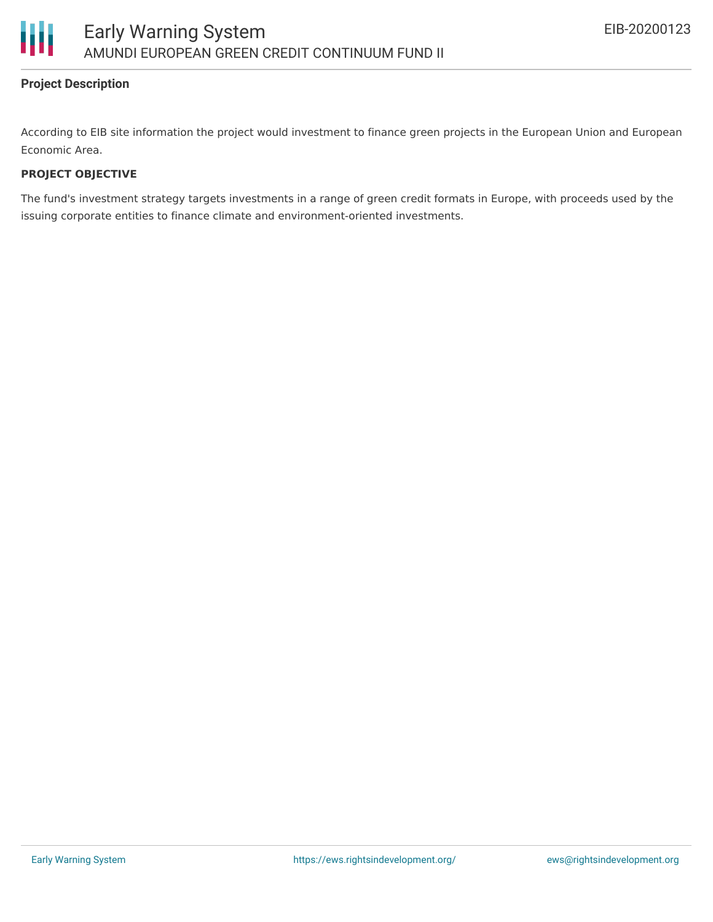## Project Description

According to EIB site information the project would investment to finance green projects in the European Union and European Economic Area.

**PROJECT OBJECTIVE**

The fund's investment strategy targets investments in a range of green credit formats in Europe, with proceeds used by the issuing corporate entities to finance climate and environment-oriented investments.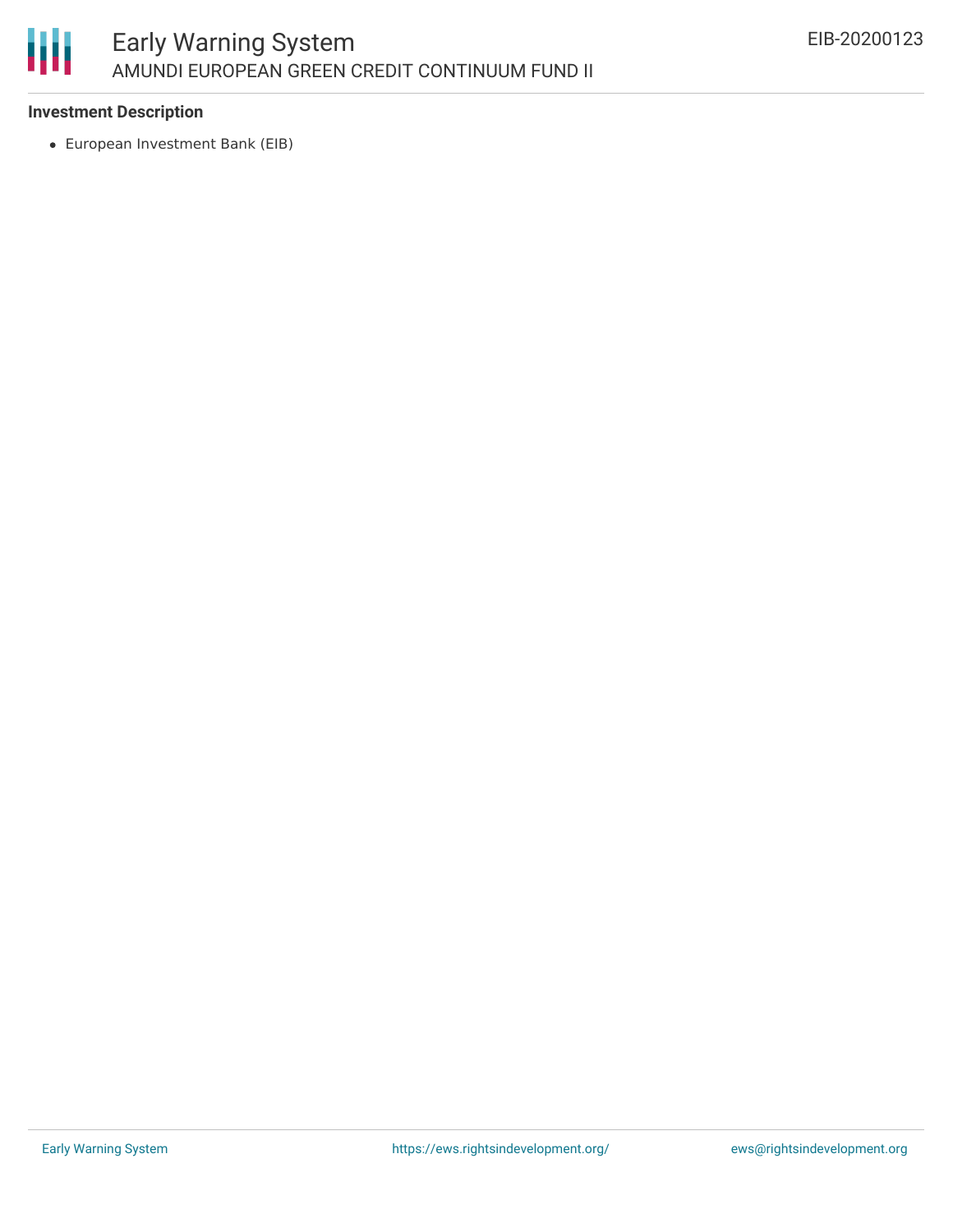**Investment Description**

- European Investment Bank (EIB)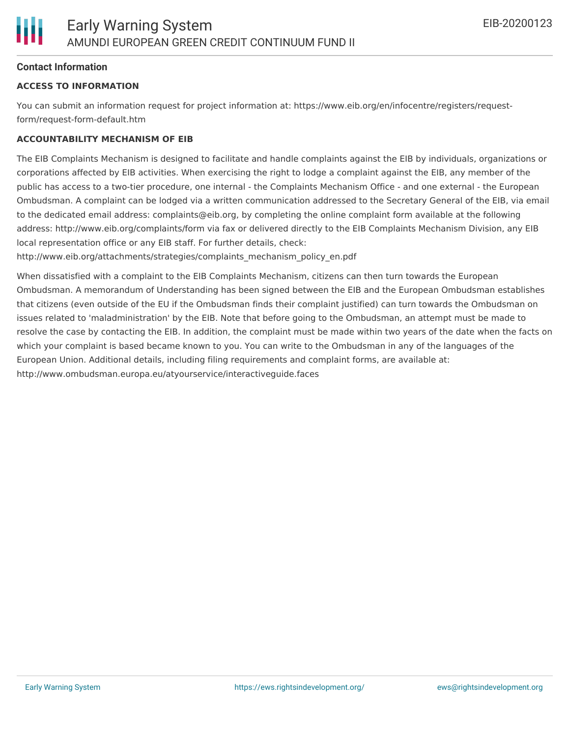## Contact Information

### ACCESS TO INFORMATION

You can submit an information request for project information at: https://www.eib.org/en/infocentre/registers/request-form/request-form-default.htm

### ACCOUNTABILITY MECHANISM OF EIB

The EIB Complaints Mechanism is designed to facilitate and handle complaints against the EIB by individuals, organizations or corporations affected by EIB activities. When exercising the right to lodge a complaint against the EIB, any member of the public has access to a two-tier procedure, one internal - the Complaints Mechanism Office - and one external - the European Ombudsman. A complaint can be lodged via a written communication addressed to the Secretary General of the EIB, via email to the dedicated email address: complaints@eib.org, by completing the online complaint form available at the following address: http://www.eib.org/complaints/form via fax or delivered directly to the EIB Complaints Mechanism Division, any EIB local representation office or any EIB staff. For further details, check: http://www.eib.org/attachments/strategies/complaints_mechanism_policy_en.pdf

When dissatisfied with a complaint to the EIB Complaints Mechanism, citizens can then turn towards the European Ombudsman. A memorandum of Understanding has been signed between the EIB and the European Ombudsman establishes that citizens (even outside of the EU if the Ombudsman finds their complaint justified) can turn towards the Ombudsman on issues related to 'maladministration' by the EIB. Note that before going to the Ombudsman, an attempt must be made to resolve the case by contacting the EIB. In addition, the complaint must be made within two years of the date when the facts on which your complaint is based became known to you. You can write to the Ombudsman in any of the languages of the European Union. Additional details, including filing requirements and complaint forms, are available at: http://www.ombudsman.europa.eu/atyourservice/interactiveguide.faces